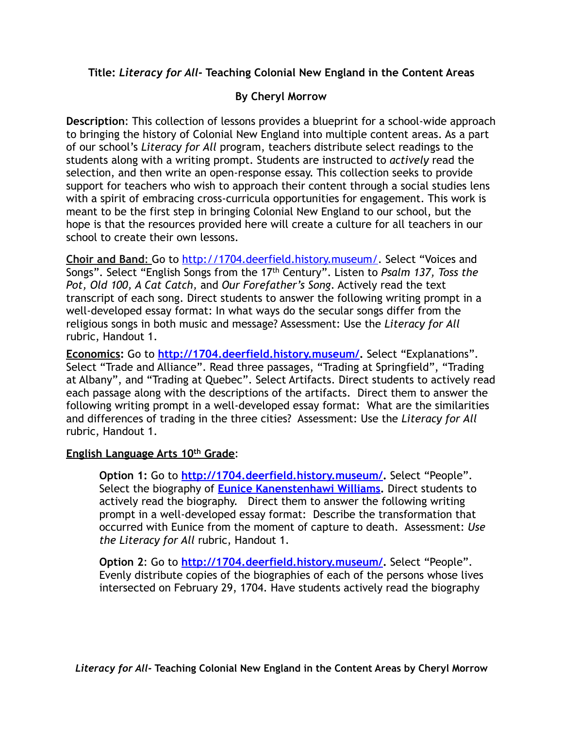**Title:** ***Literacy for All-*** **Teaching Colonial New England in the Content Areas**

**By Cheryl Morrow**

**Description**: This collection of lessons provides a blueprint for a school-wide approach to bringing the history of Colonial New England into multiple content areas. As a part of our school's *Literacy for All* program, teachers distribute select readings to the students along with a writing prompt. Students are instructed to *actively* read the selection, and then write an open-response essay. This collection seeks to provide support for teachers who wish to approach their content through a social studies lens with a spirit of embracing cross-curricula opportunities for engagement. This work is meant to be the first step in bringing Colonial New England to our school, but the hope is that the resources provided here will create a culture for all teachers in our school to create their own lessons.

**Choir and Band**: Go to [http://1704.deerfield.history.museum/](http://1704.deerfield.history.museum/). Select "Voices and Songs". Select "English Songs from the 17th Century". Listen to *Psalm 137, Toss the Pot, Old 100, A Cat Catch,* and *Our Forefather's Song*. Actively read the text transcript of each song. Direct students to answer the following writing prompt in a well-developed essay format: In what ways do the secular songs differ from the religious songs in both music and message? Assessment: Use the *Literacy for All* rubric, Handout 1.

**Economics:** Go to **[http://1704.deerfield.history.museum/](http://1704.deerfield.history.museum/).** Select "Explanations". Select "Trade and Alliance". Read three passages, "Trading at Springfield", "Trading at Albany", and "Trading at Quebec". Select Artifacts. Direct students to actively read each passage along with the descriptions of the artifacts. Direct them to answer the following writing prompt in a well-developed essay format: What are the similarities and differences of trading in the three cities? Assessment: Use the *Literacy for All* rubric, Handout 1.

**English Language Arts 10th Grade**:

**Option 1:** Go to **[http://1704.deerfield.history.museum/](http://1704.deerfield.history.museum/).** Select "People". Select the biography of **Eunice Kanenstenhawi Williams.** Direct students to actively read the biography. Direct them to answer the following writing prompt in a well-developed essay format: Describe the transformation that occurred with Eunice from the moment of capture to death. Assessment: *Use the Literacy for All* rubric, Handout 1.

**Option 2**: Go to **[http://1704.deerfield.history.museum/](http://1704.deerfield.history.museum/).** Select "People". Evenly distribute copies of the biographies of each of the persons whose lives intersected on February 29, 1704. Have students actively read the biography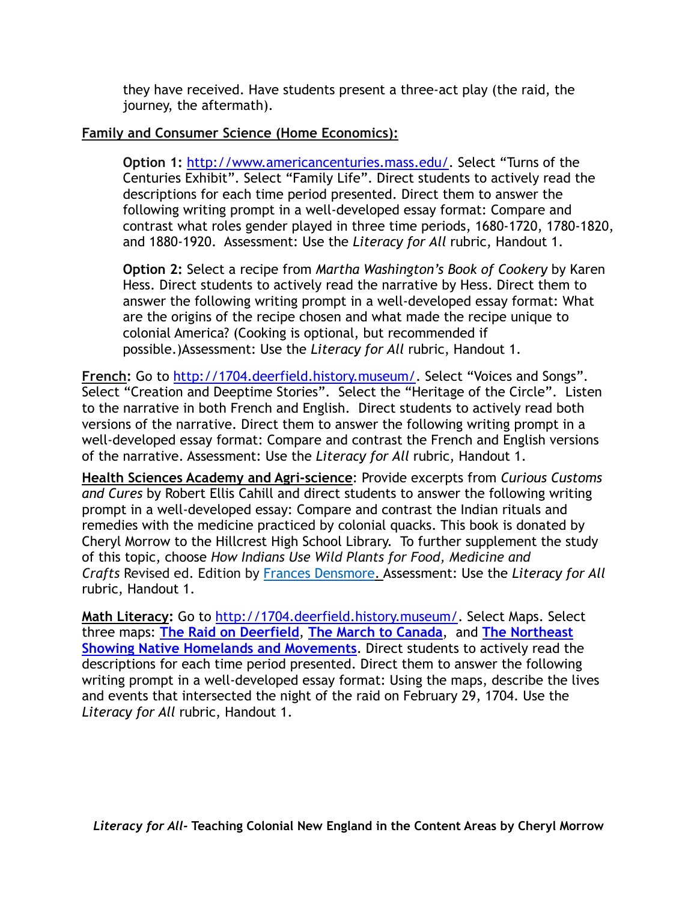they have received. Have students present a three-act play (the raid, the journey, the aftermath).

**Family and Consumer Science (Home Economics):**

**Option 1:** http://www.americancenturies.mass.edu/. Select "Turns of the Centuries Exhibit". Select "Family Life". Direct students to actively read the descriptions for each time period presented. Direct them to answer the following writing prompt in a well-developed essay format: Compare and contrast what roles gender played in three time periods, 1680-1720, 1780-1820, and 1880-1920. Assessment: Use the *Literacy for All* rubric, Handout 1.

**Option 2:** Select a recipe from *Martha Washington's Book of Cookery* by Karen Hess. Direct students to actively read the narrative by Hess. Direct them to answer the following writing prompt in a well-developed essay format: What are the origins of the recipe chosen and what made the recipe unique to colonial America? (Cooking is optional, but recommended if possible.)Assessment: Use the *Literacy for All* rubric, Handout 1.

**French:** Go to http://1704.deerfield.history.museum/. Select "Voices and Songs". Select "Creation and Deeptime Stories". Select the "Heritage of the Circle". Listen to the narrative in both French and English. Direct students to actively read both versions of the narrative. Direct them to answer the following writing prompt in a well-developed essay format: Compare and contrast the French and English versions of the narrative. Assessment: Use the *Literacy for All* rubric, Handout 1.

**Health Sciences Academy and Agri-science**: Provide excerpts from *Curious Customs and Cures* by Robert Ellis Cahill and direct students to answer the following writing prompt in a well-developed essay: Compare and contrast the Indian rituals and remedies with the medicine practiced by colonial quacks. This book is donated by Cheryl Morrow to the Hillcrest High School Library. To further supplement the study of this topic, choose *How Indians Use Wild Plants for Food, Medicine and Crafts* Revised ed. Edition by Frances Densmore. Assessment: Use the *Literacy for All* rubric, Handout 1.

**Math Literacy:** Go to http://1704.deerfield.history.museum/. Select Maps. Select three maps: **The Raid on Deerfield**, **The March to Canada**, and **The Northeast Showing Native Homelands and Movements**. Direct students to actively read the descriptions for each time period presented. Direct them to answer the following writing prompt in a well-developed essay format: Using the maps, describe the lives and events that intersected the night of the raid on February 29, 1704. Use the *Literacy for All* rubric, Handout 1.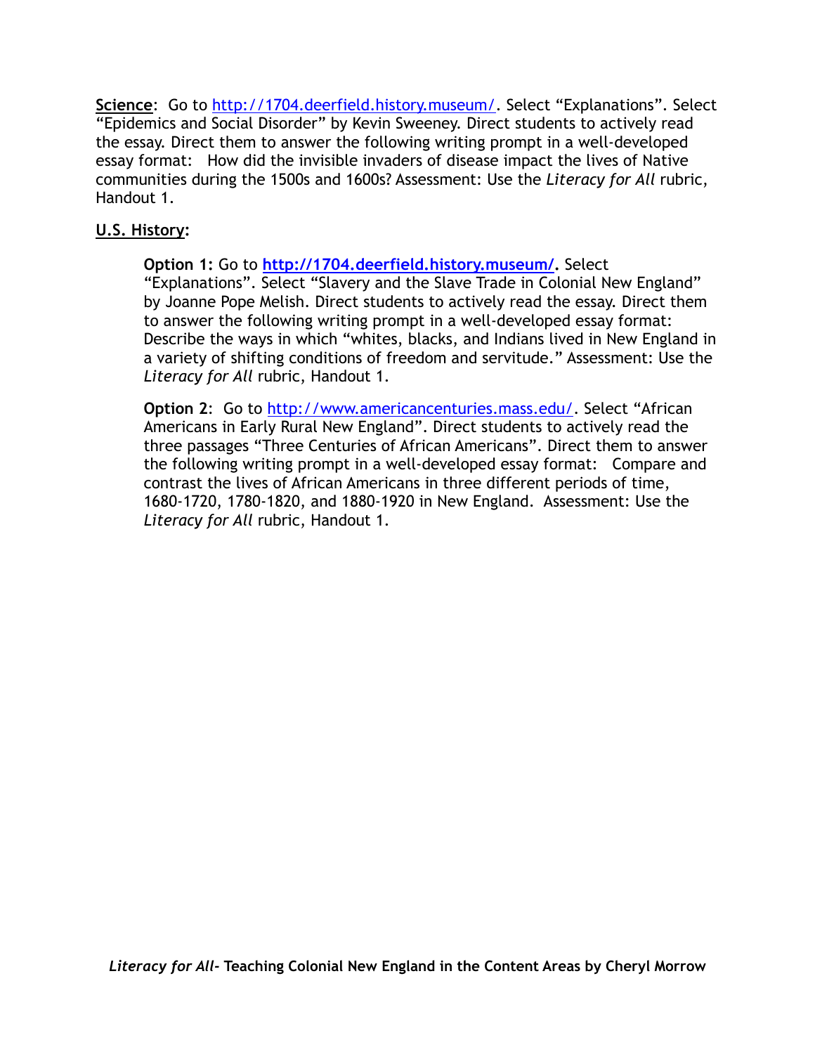**<u>Science</u>**: Go to http://1704.deerfield.history.museum/. Select "Explanations". Select "Epidemics and Social Disorder" by Kevin Sweeney. Direct students to actively read the essay. Direct them to answer the following writing prompt in a well-developed essay format: How did the invisible invaders of disease impact the lives of Native communities during the 1500s and 1600s? Assessment: Use the *Literacy for All* rubric, Handout 1.

**<u>U.S. History</u>:**

> **Option 1:** Go to **http://1704.deerfield.history.museum/.** Select "Explanations". Select "Slavery and the Slave Trade in Colonial New England" by Joanne Pope Melish. Direct students to actively read the essay. Direct them to answer the following writing prompt in a well-developed essay format: Describe the ways in which "whites, blacks, and Indians lived in New England in a variety of shifting conditions of freedom and servitude." Assessment: Use the *Literacy for All* rubric, Handout 1.
>
> **Option 2**: Go to http://www.americancenturies.mass.edu/. Select "African Americans in Early Rural New England". Direct students to actively read the three passages "Three Centuries of African Americans". Direct them to answer the following writing prompt in a well-developed essay format: Compare and contrast the lives of African Americans in three different periods of time, 1680-1720, 1780-1820, and 1880-1920 in New England. Assessment: Use the *Literacy for All* rubric, Handout 1.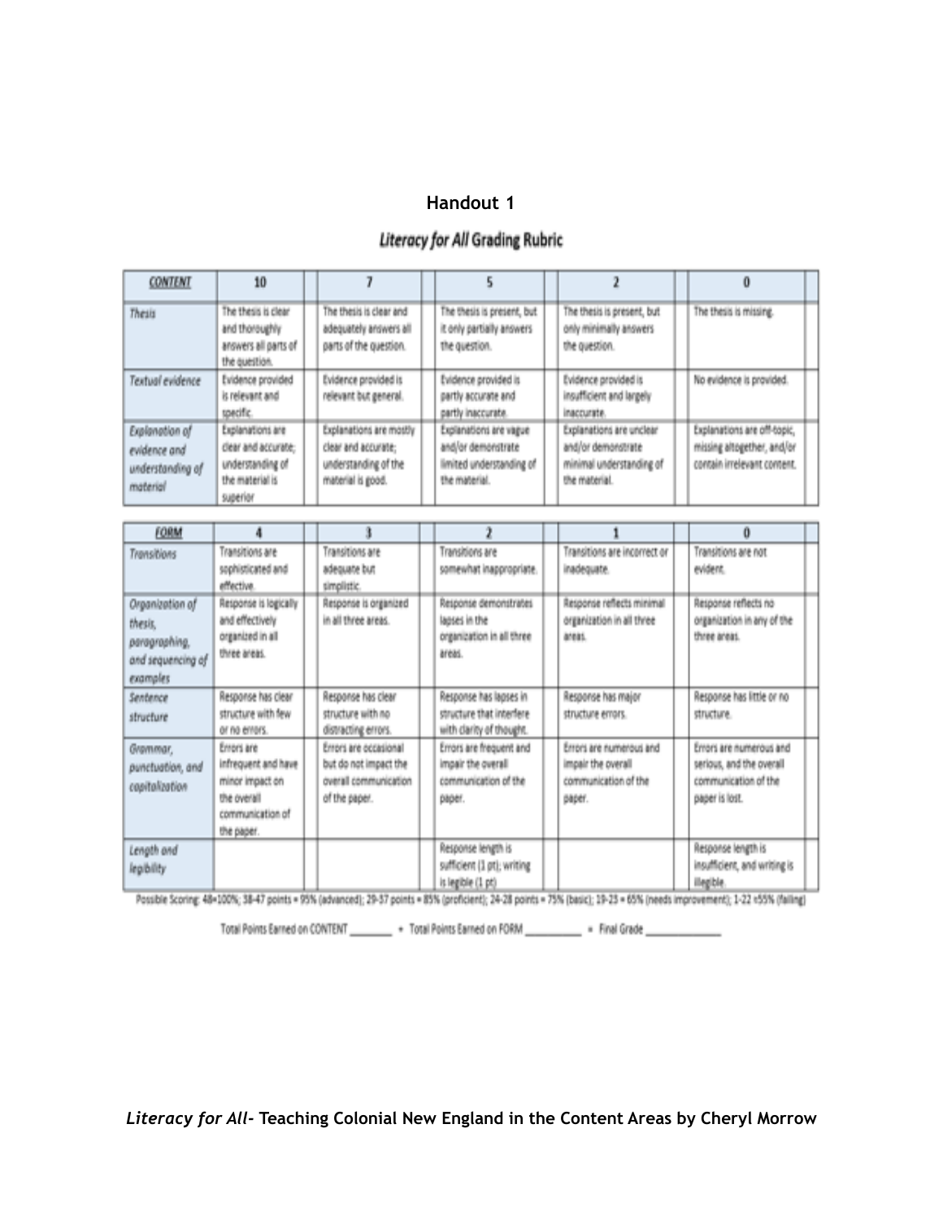# Handout 1

## *Literacy for All* Grading Rubric

| CONTENT | 10 | 7 | 5 | 2 | 0 |
| --- | --- | --- | --- | --- | --- |
| *Thesis* | The thesis is clear and thoroughly answers all parts of the question. | The thesis is clear and adequately answers all parts of the question. | The thesis is present, but it only partially answers the question. | The thesis is present, but only minimally answers the question. | The thesis is missing. |
| *Textual evidence* | Evidence provided is relevant and specific. | Evidence provided is relevant but general. | Evidence provided is partly accurate and partly inaccurate. | Evidence provided is insufficient and largely inaccurate. | No evidence is provided. |
| *Explanation of evidence and understanding of material* | Explanations are clear and accurate; understanding of the material is superior | Explanations are mostly clear and accurate; understanding of the material is good. | Explanations are vague and/or demonstrate limited understanding of the material. | Explanations are unclear and/or demonstrate minimal understanding of the material. | Explanations are off-topic, missing altogether, and/or contain irrelevant content. |

| FORM | 4 | 3 | 2 | 1 | 0 |
| --- | --- | --- | --- | --- | --- |
| *Transitions* | Transitions are sophisticated and effective. | Transitions are adequate but simplistic. | Transitions are somewhat inappropriate. | Transitions are incorrect or inadequate. | Transitions are not evident. |
| *Organization of thesis, paragraphing, and sequencing of examples* | Response is logically and effectively organized in all three areas. | Response is organized in all three areas. | Response demonstrates lapses in the organization in all three areas. | Response reflects minimal organization in all three areas. | Response reflects no organization in any of the three areas. |
| *Sentence structure* | Response has clear structure with few or no errors. | Response has clear structure with no distracting errors. | Response has lapses in structure that interfere with clarity of thought. | Response has major structure errors. | Response has little or no structure. |
| *Grammar, punctuation, and capitalization* | Errors are infrequent and have minor impact on the overall communication of the paper. | Errors are occasional but do not impact the overall communication of the paper. | Errors are frequent and impair the overall communication of the paper. | Errors are numerous and impair the overall communication of the paper. | Errors are numerous and serious, and the overall communication of the paper is lost. |
| *Length and legibility* | | | Response length is sufficient (1 pt); writing is legible (1 pt) | | Response length is insufficient, and writing is illegible. |

Possible Scoring: 48=100%; 38-47 points = 95% (advanced); 29-37 points = 85% (proficient); 24-28 points = 75% (basic); 19-23 = 65% (needs improvement); 1-22 ≤55% (failing)

Total Points Earned on CONTENT ________ + Total Points Earned on FORM __________ = Final Grade ______________

*Literacy for All-* **Teaching Colonial New England in the Content Areas by Cheryl Morrow**